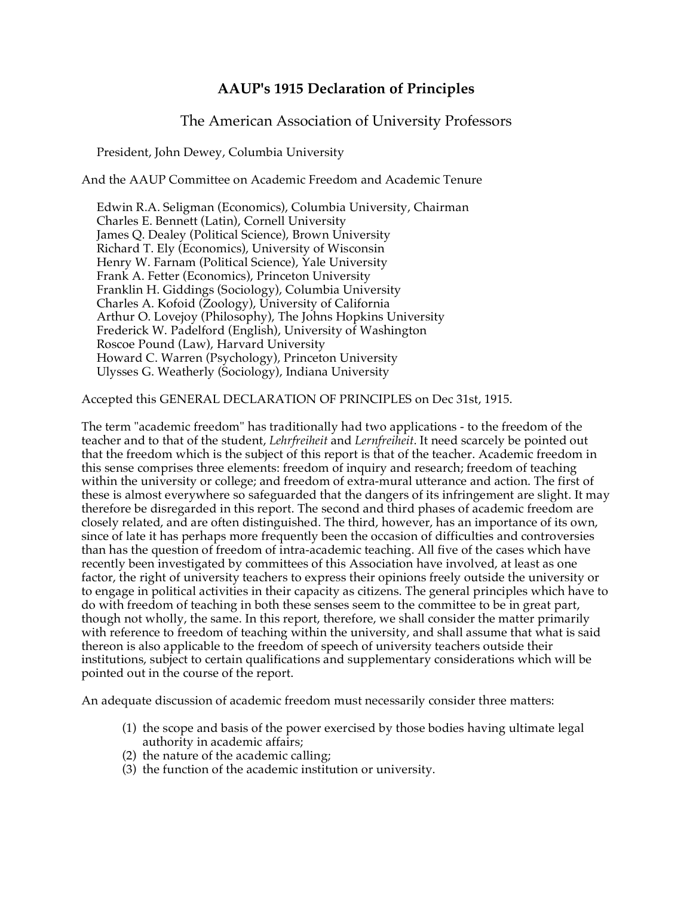# AAUP's 1915 Declaration of Principles

## The American Association of University Professors

President, John Dewey, Columbia University

And the AAUP Committee on Academic Freedom and Academic Tenure

Edwin R.A. Seligman (Economics), Columbia University, Chairman
Charles E. Bennett (Latin), Cornell University
James Q. Dealey (Political Science), Brown University
Richard T. Ely (Economics), University of Wisconsin
Henry W. Farnam (Political Science), Yale University
Frank A. Fetter (Economics), Princeton University
Franklin H. Giddings (Sociology), Columbia University
Charles A. Kofoid (Zoology), University of California
Arthur O. Lovejoy (Philosophy), The Johns Hopkins University
Frederick W. Padelford (English), University of Washington
Roscoe Pound (Law), Harvard University
Howard C. Warren (Psychology), Princeton University
Ulysses G. Weatherly (Sociology), Indiana University

Accepted this GENERAL DECLARATION OF PRINCIPLES on Dec 31st, 1915.

The term "academic freedom" has traditionally had two applications - to the freedom of the teacher and to that of the student, *Lehrfreiheit* and *Lernfreiheit*. It need scarcely be pointed out that the freedom which is the subject of this report is that of the teacher. Academic freedom in this sense comprises three elements: freedom of inquiry and research; freedom of teaching within the university or college; and freedom of extra-mural utterance and action. The first of these is almost everywhere so safeguarded that the dangers of its infringement are slight. It may therefore be disregarded in this report. The second and third phases of academic freedom are closely related, and are often distinguished. The third, however, has an importance of its own, since of late it has perhaps more frequently been the occasion of difficulties and controversies than has the question of freedom of intra-academic teaching. All five of the cases which have recently been investigated by committees of this Association have involved, at least as one factor, the right of university teachers to express their opinions freely outside the university or to engage in political activities in their capacity as citizens. The general principles which have to do with freedom of teaching in both these senses seem to the committee to be in great part, though not wholly, the same. In this report, therefore, we shall consider the matter primarily with reference to freedom of teaching within the university, and shall assume that what is said thereon is also applicable to the freedom of speech of university teachers outside their institutions, subject to certain qualifications and supplementary considerations which will be pointed out in the course of the report.

An adequate discussion of academic freedom must necessarily consider three matters:

(1) the scope and basis of the power exercised by those bodies having ultimate legal authority in academic affairs;
(2) the nature of the academic calling;
(3) the function of the academic institution or university.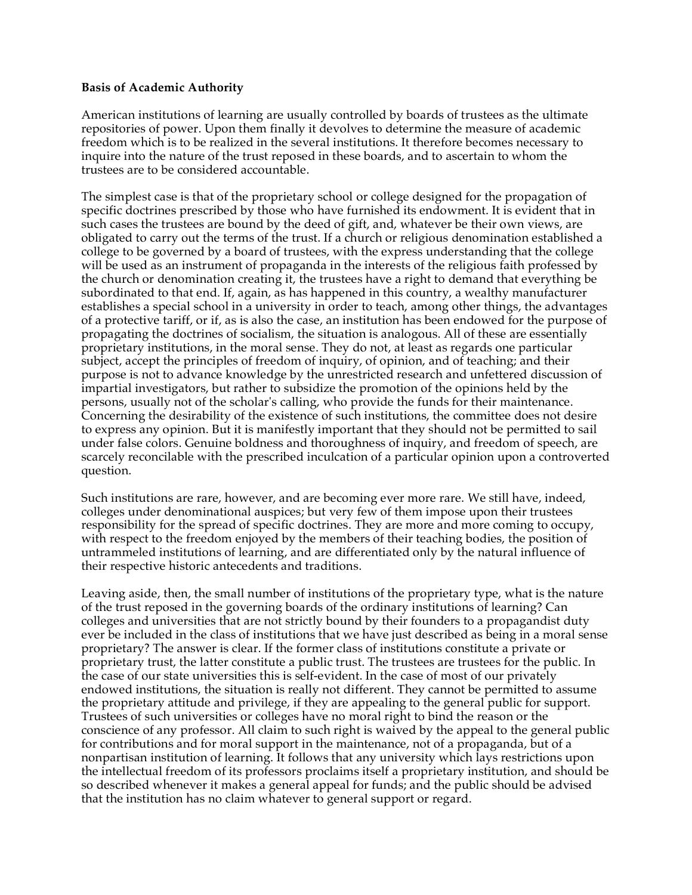**Basis of Academic Authority**

American institutions of learning are usually controlled by boards of trustees as the ultimate repositories of power. Upon them finally it devolves to determine the measure of academic freedom which is to be realized in the several institutions. It therefore becomes necessary to inquire into the nature of the trust reposed in these boards, and to ascertain to whom the trustees are to be considered accountable.

The simplest case is that of the proprietary school or college designed for the propagation of specific doctrines prescribed by those who have furnished its endowment. It is evident that in such cases the trustees are bound by the deed of gift, and, whatever be their own views, are obligated to carry out the terms of the trust. If a church or religious denomination established a college to be governed by a board of trustees, with the express understanding that the college will be used as an instrument of propaganda in the interests of the religious faith professed by the church or denomination creating it, the trustees have a right to demand that everything be subordinated to that end. If, again, as has happened in this country, a wealthy manufacturer establishes a special school in a university in order to teach, among other things, the advantages of a protective tariff, or if, as is also the case, an institution has been endowed for the purpose of propagating the doctrines of socialism, the situation is analogous. All of these are essentially proprietary institutions, in the moral sense. They do not, at least as regards one particular subject, accept the principles of freedom of inquiry, of opinion, and of teaching; and their purpose is not to advance knowledge by the unrestricted research and unfettered discussion of impartial investigators, but rather to subsidize the promotion of the opinions held by the persons, usually not of the scholar's calling, who provide the funds for their maintenance. Concerning the desirability of the existence of such institutions, the committee does not desire to express any opinion. But it is manifestly important that they should not be permitted to sail under false colors. Genuine boldness and thoroughness of inquiry, and freedom of speech, are scarcely reconcilable with the prescribed inculcation of a particular opinion upon a controverted question.

Such institutions are rare, however, and are becoming ever more rare. We still have, indeed, colleges under denominational auspices; but very few of them impose upon their trustees responsibility for the spread of specific doctrines. They are more and more coming to occupy, with respect to the freedom enjoyed by the members of their teaching bodies, the position of untrammeled institutions of learning, and are differentiated only by the natural influence of their respective historic antecedents and traditions.

Leaving aside, then, the small number of institutions of the proprietary type, what is the nature of the trust reposed in the governing boards of the ordinary institutions of learning? Can colleges and universities that are not strictly bound by their founders to a propagandist duty ever be included in the class of institutions that we have just described as being in a moral sense proprietary? The answer is clear. If the former class of institutions constitute a private or proprietary trust, the latter constitute a public trust. The trustees are trustees for the public. In the case of our state universities this is self-evident. In the case of most of our privately endowed institutions, the situation is really not different. They cannot be permitted to assume the proprietary attitude and privilege, if they are appealing to the general public for support. Trustees of such universities or colleges have no moral right to bind the reason or the conscience of any professor. All claim to such right is waived by the appeal to the general public for contributions and for moral support in the maintenance, not of a propaganda, but of a nonpartisan institution of learning. It follows that any university which lays restrictions upon the intellectual freedom of its professors proclaims itself a proprietary institution, and should be so described whenever it makes a general appeal for funds; and the public should be advised that the institution has no claim whatever to general support or regard.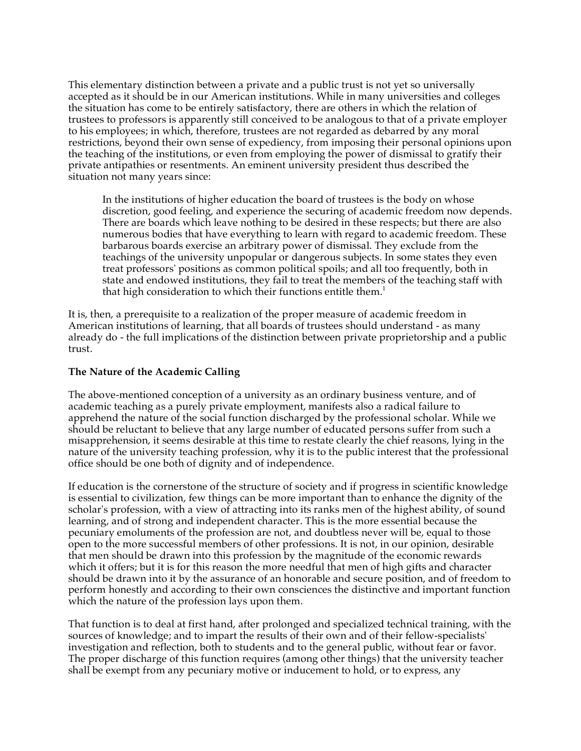This elementary distinction between a private and a public trust is not yet so universally accepted as it should be in our American institutions. While in many universities and colleges the situation has come to be entirely satisfactory, there are others in which the relation of trustees to professors is apparently still conceived to be analogous to that of a private employer to his employees; in which, therefore, trustees are not regarded as debarred by any moral restrictions, beyond their own sense of expediency, from imposing their personal opinions upon the teaching of the institutions, or even from employing the power of dismissal to gratify their private antipathies or resentments. An eminent university president thus described the situation not many years since:

> In the institutions of higher education the board of trustees is the body on whose discretion, good feeling, and experience the securing of academic freedom now depends. There are boards which leave nothing to be desired in these respects; but there are also numerous bodies that have everything to learn with regard to academic freedom. These barbarous boards exercise an arbitrary power of dismissal. They exclude from the teachings of the university unpopular or dangerous subjects. In some states they even treat professors' positions as common political spoils; and all too frequently, both in state and endowed institutions, they fail to treat the members of the teaching staff with that high consideration to which their functions entitle them.[1]

It is, then, a prerequisite to a realization of the proper measure of academic freedom in American institutions of learning, that all boards of trustees should understand - as many already do - the full implications of the distinction between private proprietorship and a public trust.

**The Nature of the Academic Calling**

The above-mentioned conception of a university as an ordinary business venture, and of academic teaching as a purely private employment, manifests also a radical failure to apprehend the nature of the social function discharged by the professional scholar. While we should be reluctant to believe that any large number of educated persons suffer from such a misapprehension, it seems desirable at this time to restate clearly the chief reasons, lying in the nature of the university teaching profession, why it is to the public interest that the professional office should be one both of dignity and of independence.

If education is the cornerstone of the structure of society and if progress in scientific knowledge is essential to civilization, few things can be more important than to enhance the dignity of the scholar's profession, with a view of attracting into its ranks men of the highest ability, of sound learning, and of strong and independent character. This is the more essential because the pecuniary emoluments of the profession are not, and doubtless never will be, equal to those open to the more successful members of other professions. It is not, in our opinion, desirable that men should be drawn into this profession by the magnitude of the economic rewards which it offers; but it is for this reason the more needful that men of high gifts and character should be drawn into it by the assurance of an honorable and secure position, and of freedom to perform honestly and according to their own consciences the distinctive and important function which the nature of the profession lays upon them.

That function is to deal at first hand, after prolonged and specialized technical training, with the sources of knowledge; and to impart the results of their own and of their fellow-specialists' investigation and reflection, both to students and to the general public, without fear or favor. The proper discharge of this function requires (among other things) that the university teacher shall be exempt from any pecuniary motive or inducement to hold, or to express, any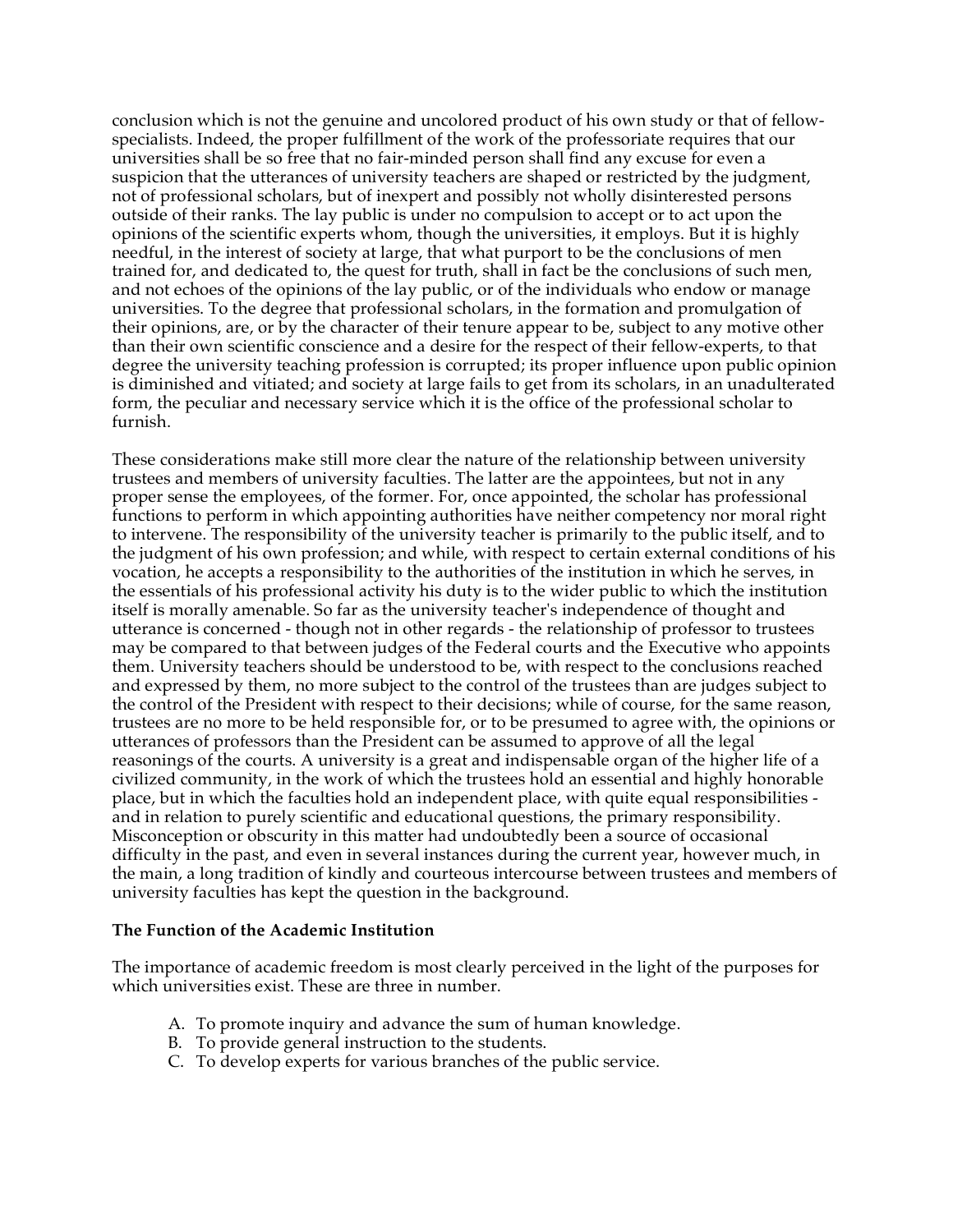conclusion which is not the genuine and uncolored product of his own study or that of fellow-specialists. Indeed, the proper fulfillment of the work of the professoriate requires that our universities shall be so free that no fair-minded person shall find any excuse for even a suspicion that the utterances of university teachers are shaped or restricted by the judgment, not of professional scholars, but of inexpert and possibly not wholly disinterested persons outside of their ranks. The lay public is under no compulsion to accept or to act upon the opinions of the scientific experts whom, though the universities, it employs. But it is highly needful, in the interest of society at large, that what purport to be the conclusions of men trained for, and dedicated to, the quest for truth, shall in fact be the conclusions of such men, and not echoes of the opinions of the lay public, or of the individuals who endow or manage universities. To the degree that professional scholars, in the formation and promulgation of their opinions, are, or by the character of their tenure appear to be, subject to any motive other than their own scientific conscience and a desire for the respect of their fellow-experts, to that degree the university teaching profession is corrupted; its proper influence upon public opinion is diminished and vitiated; and society at large fails to get from its scholars, in an unadulterated form, the peculiar and necessary service which it is the office of the professional scholar to furnish.

These considerations make still more clear the nature of the relationship between university trustees and members of university faculties. The latter are the appointees, but not in any proper sense the employees, of the former. For, once appointed, the scholar has professional functions to perform in which appointing authorities have neither competency nor moral right to intervene. The responsibility of the university teacher is primarily to the public itself, and to the judgment of his own profession; and while, with respect to certain external conditions of his vocation, he accepts a responsibility to the authorities of the institution in which he serves, in the essentials of his professional activity his duty is to the wider public to which the institution itself is morally amenable. So far as the university teacher's independence of thought and utterance is concerned - though not in other regards - the relationship of professor to trustees may be compared to that between judges of the Federal courts and the Executive who appoints them. University teachers should be understood to be, with respect to the conclusions reached and expressed by them, no more subject to the control of the trustees than are judges subject to the control of the President with respect to their decisions; while of course, for the same reason, trustees are no more to be held responsible for, or to be presumed to agree with, the opinions or utterances of professors than the President can be assumed to approve of all the legal reasonings of the courts. A university is a great and indispensable organ of the higher life of a civilized community, in the work of which the trustees hold an essential and highly honorable place, but in which the faculties hold an independent place, with quite equal responsibilities - and in relation to purely scientific and educational questions, the primary responsibility. Misconception or obscurity in this matter had undoubtedly been a source of occasional difficulty in the past, and even in several instances during the current year, however much, in the main, a long tradition of kindly and courteous intercourse between trustees and members of university faculties has kept the question in the background.

**The Function of the Academic Institution**

The importance of academic freedom is most clearly perceived in the light of the purposes for which universities exist. These are three in number.

A. To promote inquiry and advance the sum of human knowledge.
B. To provide general instruction to the students.
C. To develop experts for various branches of the public service.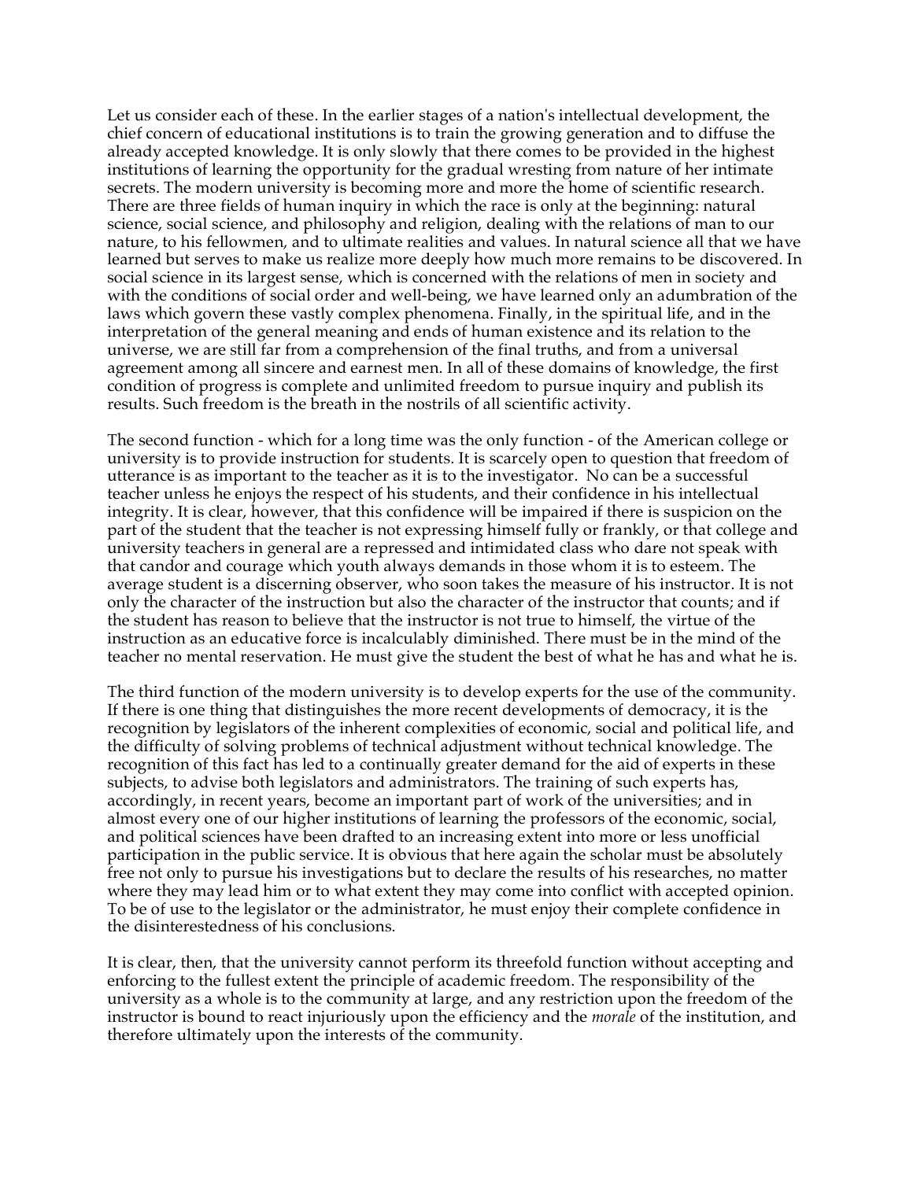Let us consider each of these. In the earlier stages of a nation's intellectual development, the chief concern of educational institutions is to train the growing generation and to diffuse the already accepted knowledge. It is only slowly that there comes to be provided in the highest institutions of learning the opportunity for the gradual wresting from nature of her intimate secrets. The modern university is becoming more and more the home of scientific research. There are three fields of human inquiry in which the race is only at the beginning: natural science, social science, and philosophy and religion, dealing with the relations of man to our nature, to his fellowmen, and to ultimate realities and values. In natural science all that we have learned but serves to make us realize more deeply how much more remains to be discovered. In social science in its largest sense, which is concerned with the relations of men in society and with the conditions of social order and well-being, we have learned only an adumbration of the laws which govern these vastly complex phenomena. Finally, in the spiritual life, and in the interpretation of the general meaning and ends of human existence and its relation to the universe, we are still far from a comprehension of the final truths, and from a universal agreement among all sincere and earnest men. In all of these domains of knowledge, the first condition of progress is complete and unlimited freedom to pursue inquiry and publish its results. Such freedom is the breath in the nostrils of all scientific activity.

The second function - which for a long time was the only function - of the American college or university is to provide instruction for students. It is scarcely open to question that freedom of utterance is as important to the teacher as it is to the investigator. No can be a successful teacher unless he enjoys the respect of his students, and their confidence in his intellectual integrity. It is clear, however, that this confidence will be impaired if there is suspicion on the part of the student that the teacher is not expressing himself fully or frankly, or that college and university teachers in general are a repressed and intimidated class who dare not speak with that candor and courage which youth always demands in those whom it is to esteem. The average student is a discerning observer, who soon takes the measure of his instructor. It is not only the character of the instruction but also the character of the instructor that counts; and if the student has reason to believe that the instructor is not true to himself, the virtue of the instruction as an educative force is incalculably diminished. There must be in the mind of the teacher no mental reservation. He must give the student the best of what he has and what he is.

The third function of the modern university is to develop experts for the use of the community. If there is one thing that distinguishes the more recent developments of democracy, it is the recognition by legislators of the inherent complexities of economic, social and political life, and the difficulty of solving problems of technical adjustment without technical knowledge. The recognition of this fact has led to a continually greater demand for the aid of experts in these subjects, to advise both legislators and administrators. The training of such experts has, accordingly, in recent years, become an important part of work of the universities; and in almost every one of our higher institutions of learning the professors of the economic, social, and political sciences have been drafted to an increasing extent into more or less unofficial participation in the public service. It is obvious that here again the scholar must be absolutely free not only to pursue his investigations but to declare the results of his researches, no matter where they may lead him or to what extent they may come into conflict with accepted opinion. To be of use to the legislator or the administrator, he must enjoy their complete confidence in the disinterestedness of his conclusions.

It is clear, then, that the university cannot perform its threefold function without accepting and enforcing to the fullest extent the principle of academic freedom. The responsibility of the university as a whole is to the community at large, and any restriction upon the freedom of the instructor is bound to react injuriously upon the efficiency and the *morale* of the institution, and therefore ultimately upon the interests of the community.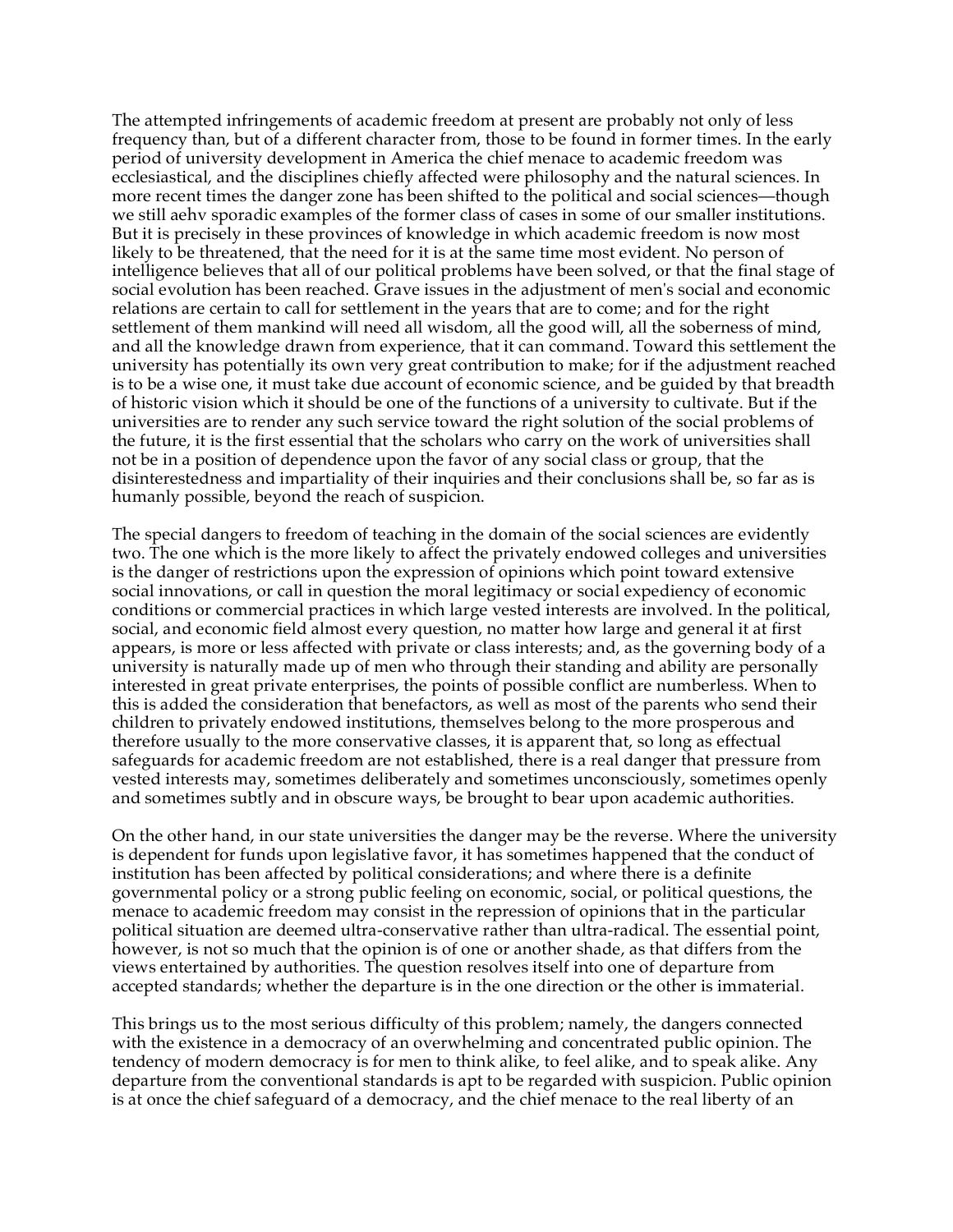The attempted infringements of academic freedom at present are probably not only of less frequency than, but of a different character from, those to be found in former times. In the early period of university development in America the chief menace to academic freedom was ecclesiastical, and the disciplines chiefly affected were philosophy and the natural sciences. In more recent times the danger zone has been shifted to the political and social sciences—though we still aehv sporadic examples of the former class of cases in some of our smaller institutions. But it is precisely in these provinces of knowledge in which academic freedom is now most likely to be threatened, that the need for it is at the same time most evident. No person of intelligence believes that all of our political problems have been solved, or that the final stage of social evolution has been reached. Grave issues in the adjustment of men's social and economic relations are certain to call for settlement in the years that are to come; and for the right settlement of them mankind will need all wisdom, all the good will, all the soberness of mind, and all the knowledge drawn from experience, that it can command. Toward this settlement the university has potentially its own very great contribution to make; for if the adjustment reached is to be a wise one, it must take due account of economic science, and be guided by that breadth of historic vision which it should be one of the functions of a university to cultivate. But if the universities are to render any such service toward the right solution of the social problems of the future, it is the first essential that the scholars who carry on the work of universities shall not be in a position of dependence upon the favor of any social class or group, that the disinterestedness and impartiality of their inquiries and their conclusions shall be, so far as is humanly possible, beyond the reach of suspicion.

The special dangers to freedom of teaching in the domain of the social sciences are evidently two. The one which is the more likely to affect the privately endowed colleges and universities is the danger of restrictions upon the expression of opinions which point toward extensive social innovations, or call in question the moral legitimacy or social expediency of economic conditions or commercial practices in which large vested interests are involved. In the political, social, and economic field almost every question, no matter how large and general it at first appears, is more or less affected with private or class interests; and, as the governing body of a university is naturally made up of men who through their standing and ability are personally interested in great private enterprises, the points of possible conflict are numberless. When to this is added the consideration that benefactors, as well as most of the parents who send their children to privately endowed institutions, themselves belong to the more prosperous and therefore usually to the more conservative classes, it is apparent that, so long as effectual safeguards for academic freedom are not established, there is a real danger that pressure from vested interests may, sometimes deliberately and sometimes unconsciously, sometimes openly and sometimes subtly and in obscure ways, be brought to bear upon academic authorities.

On the other hand, in our state universities the danger may be the reverse. Where the university is dependent for funds upon legislative favor, it has sometimes happened that the conduct of institution has been affected by political considerations; and where there is a definite governmental policy or a strong public feeling on economic, social, or political questions, the menace to academic freedom may consist in the repression of opinions that in the particular political situation are deemed ultra-conservative rather than ultra-radical. The essential point, however, is not so much that the opinion is of one or another shade, as that differs from the views entertained by authorities. The question resolves itself into one of departure from accepted standards; whether the departure is in the one direction or the other is immaterial.

This brings us to the most serious difficulty of this problem; namely, the dangers connected with the existence in a democracy of an overwhelming and concentrated public opinion. The tendency of modern democracy is for men to think alike, to feel alike, and to speak alike. Any departure from the conventional standards is apt to be regarded with suspicion. Public opinion is at once the chief safeguard of a democracy, and the chief menace to the real liberty of an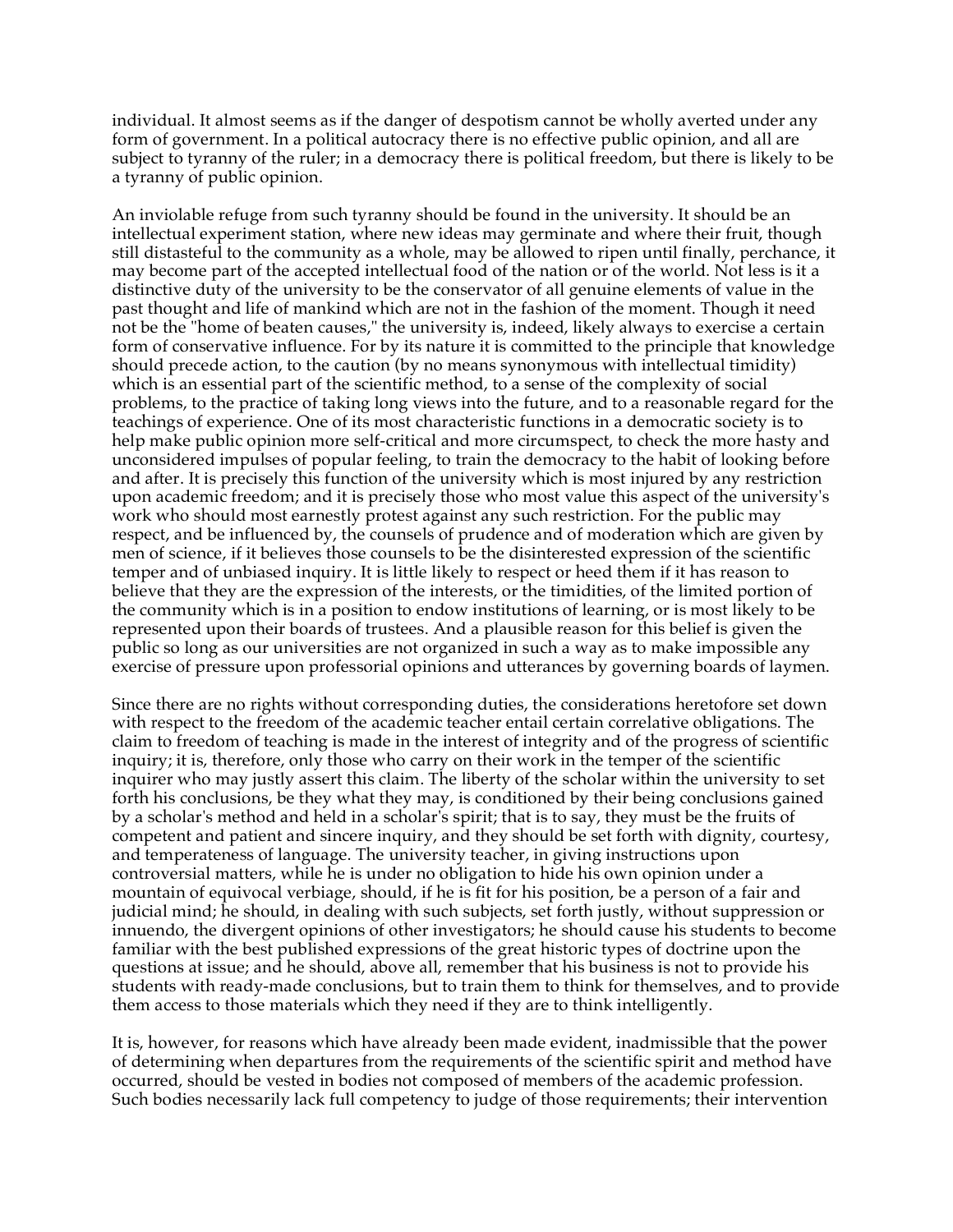individual. It almost seems as if the danger of despotism cannot be wholly averted under any form of government. In a political autocracy there is no effective public opinion, and all are subject to tyranny of the ruler; in a democracy there is political freedom, but there is likely to be a tyranny of public opinion.

An inviolable refuge from such tyranny should be found in the university. It should be an intellectual experiment station, where new ideas may germinate and where their fruit, though still distasteful to the community as a whole, may be allowed to ripen until finally, perchance, it may become part of the accepted intellectual food of the nation or of the world. Not less is it a distinctive duty of the university to be the conservator of all genuine elements of value in the past thought and life of mankind which are not in the fashion of the moment. Though it need not be the "home of beaten causes," the university is, indeed, likely always to exercise a certain form of conservative influence. For by its nature it is committed to the principle that knowledge should precede action, to the caution (by no means synonymous with intellectual timidity) which is an essential part of the scientific method, to a sense of the complexity of social problems, to the practice of taking long views into the future, and to a reasonable regard for the teachings of experience. One of its most characteristic functions in a democratic society is to help make public opinion more self-critical and more circumspect, to check the more hasty and unconsidered impulses of popular feeling, to train the democracy to the habit of looking before and after. It is precisely this function of the university which is most injured by any restriction upon academic freedom; and it is precisely those who most value this aspect of the university's work who should most earnestly protest against any such restriction. For the public may respect, and be influenced by, the counsels of prudence and of moderation which are given by men of science, if it believes those counsels to be the disinterested expression of the scientific temper and of unbiased inquiry. It is little likely to respect or heed them if it has reason to believe that they are the expression of the interests, or the timidities, of the limited portion of the community which is in a position to endow institutions of learning, or is most likely to be represented upon their boards of trustees. And a plausible reason for this belief is given the public so long as our universities are not organized in such a way as to make impossible any exercise of pressure upon professorial opinions and utterances by governing boards of laymen.

Since there are no rights without corresponding duties, the considerations heretofore set down with respect to the freedom of the academic teacher entail certain correlative obligations. The claim to freedom of teaching is made in the interest of integrity and of the progress of scientific inquiry; it is, therefore, only those who carry on their work in the temper of the scientific inquirer who may justly assert this claim. The liberty of the scholar within the university to set forth his conclusions, be they what they may, is conditioned by their being conclusions gained by a scholar's method and held in a scholar's spirit; that is to say, they must be the fruits of competent and patient and sincere inquiry, and they should be set forth with dignity, courtesy, and temperateness of language. The university teacher, in giving instructions upon controversial matters, while he is under no obligation to hide his own opinion under a mountain of equivocal verbiage, should, if he is fit for his position, be a person of a fair and judicial mind; he should, in dealing with such subjects, set forth justly, without suppression or innuendo, the divergent opinions of other investigators; he should cause his students to become familiar with the best published expressions of the great historic types of doctrine upon the questions at issue; and he should, above all, remember that his business is not to provide his students with ready-made conclusions, but to train them to think for themselves, and to provide them access to those materials which they need if they are to think intelligently.

It is, however, for reasons which have already been made evident, inadmissible that the power of determining when departures from the requirements of the scientific spirit and method have occurred, should be vested in bodies not composed of members of the academic profession. Such bodies necessarily lack full competency to judge of those requirements; their intervention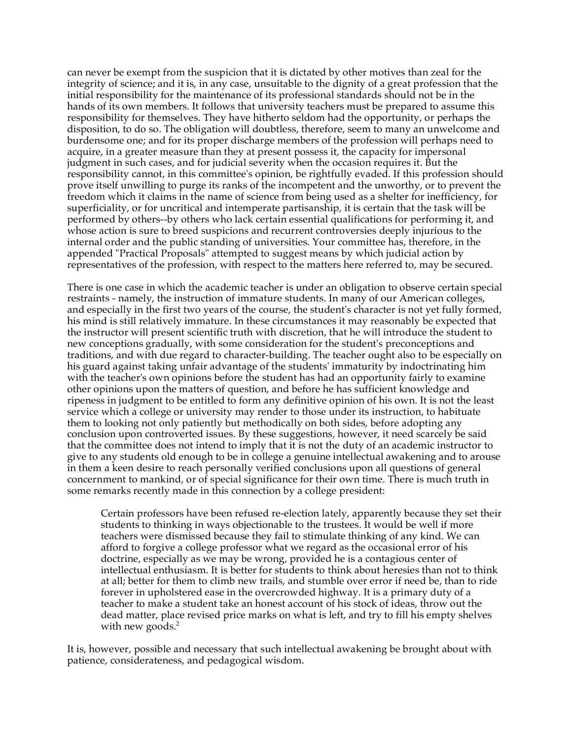can never be exempt from the suspicion that it is dictated by other motives than zeal for the integrity of science; and it is, in any case, unsuitable to the dignity of a great profession that the initial responsibility for the maintenance of its professional standards should not be in the hands of its own members. It follows that university teachers must be prepared to assume this responsibility for themselves. They have hitherto seldom had the opportunity, or perhaps the disposition, to do so. The obligation will doubtless, therefore, seem to many an unwelcome and burdensome one; and for its proper discharge members of the profession will perhaps need to acquire, in a greater measure than they at present possess it, the capacity for impersonal judgment in such cases, and for judicial severity when the occasion requires it. But the responsibility cannot, in this committee's opinion, be rightfully evaded. If this profession should prove itself unwilling to purge its ranks of the incompetent and the unworthy, or to prevent the freedom which it claims in the name of science from being used as a shelter for inefficiency, for superficiality, or for uncritical and intemperate partisanship, it is certain that the task will be performed by others--by others who lack certain essential qualifications for performing it, and whose action is sure to breed suspicions and recurrent controversies deeply injurious to the internal order and the public standing of universities. Your committee has, therefore, in the appended "Practical Proposals" attempted to suggest means by which judicial action by representatives of the profession, with respect to the matters here referred to, may be secured.

There is one case in which the academic teacher is under an obligation to observe certain special restraints - namely, the instruction of immature students. In many of our American colleges, and especially in the first two years of the course, the student's character is not yet fully formed, his mind is still relatively immature. In these circumstances it may reasonably be expected that the instructor will present scientific truth with discretion, that he will introduce the student to new conceptions gradually, with some consideration for the student's preconceptions and traditions, and with due regard to character-building. The teacher ought also to be especially on his guard against taking unfair advantage of the students' immaturity by indoctrinating him with the teacher's own opinions before the student has had an opportunity fairly to examine other opinions upon the matters of question, and before he has sufficient knowledge and ripeness in judgment to be entitled to form any definitive opinion of his own. It is not the least service which a college or university may render to those under its instruction, to habituate them to looking not only patiently but methodically on both sides, before adopting any conclusion upon controverted issues. By these suggestions, however, it need scarcely be said that the committee does not intend to imply that it is not the duty of an academic instructor to give to any students old enough to be in college a genuine intellectual awakening and to arouse in them a keen desire to reach personally verified conclusions upon all questions of general concernment to mankind, or of special significance for their own time. There is much truth in some remarks recently made in this connection by a college president:

> Certain professors have been refused re-election lately, apparently because they set their students to thinking in ways objectionable to the trustees. It would be well if more teachers were dismissed because they fail to stimulate thinking of any kind. We can afford to forgive a college professor what we regard as the occasional error of his doctrine, especially as we may be wrong, provided he is a contagious center of intellectual enthusiasm. It is better for students to think about heresies than not to think at all; better for them to climb new trails, and stumble over error if need be, than to ride forever in upholstered ease in the overcrowded highway. It is a primary duty of a teacher to make a student take an honest account of his stock of ideas, throw out the dead matter, place revised price marks on what is left, and try to fill his empty shelves with new goods.[2]

It is, however, possible and necessary that such intellectual awakening be brought about with patience, considerateness, and pedagogical wisdom.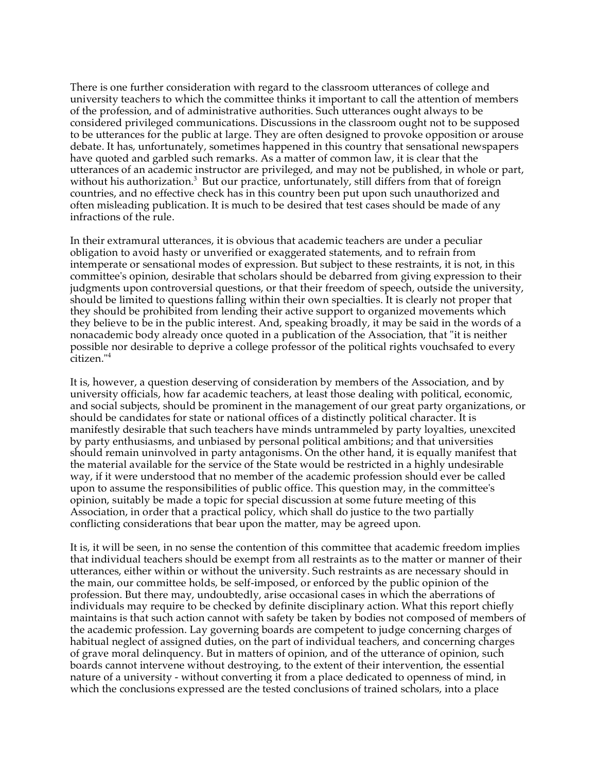There is one further consideration with regard to the classroom utterances of college and university teachers to which the committee thinks it important to call the attention of members of the profession, and of administrative authorities. Such utterances ought always to be considered privileged communications. Discussions in the classroom ought not to be supposed to be utterances for the public at large. They are often designed to provoke opposition or arouse debate. It has, unfortunately, sometimes happened in this country that sensational newspapers have quoted and garbled such remarks. As a matter of common law, it is clear that the utterances of an academic instructor are privileged, and may not be published, in whole or part, without his authorization.[3] But our practice, unfortunately, still differs from that of foreign countries, and no effective check has in this country been put upon such unauthorized and often misleading publication. It is much to be desired that test cases should be made of any infractions of the rule.

In their extramural utterances, it is obvious that academic teachers are under a peculiar obligation to avoid hasty or unverified or exaggerated statements, and to refrain from intemperate or sensational modes of expression. But subject to these restraints, it is not, in this committee's opinion, desirable that scholars should be debarred from giving expression to their judgments upon controversial questions, or that their freedom of speech, outside the university, should be limited to questions falling within their own specialties. It is clearly not proper that they should be prohibited from lending their active support to organized movements which they believe to be in the public interest. And, speaking broadly, it may be said in the words of a nonacademic body already once quoted in a publication of the Association, that "it is neither possible nor desirable to deprive a college professor of the political rights vouchsafed to every citizen."[4]

It is, however, a question deserving of consideration by members of the Association, and by university officials, how far academic teachers, at least those dealing with political, economic, and social subjects, should be prominent in the management of our great party organizations, or should be candidates for state or national offices of a distinctly political character. It is manifestly desirable that such teachers have minds untrammeled by party loyalties, unexcited by party enthusiasms, and unbiased by personal political ambitions; and that universities should remain uninvolved in party antagonisms. On the other hand, it is equally manifest that the material available for the service of the State would be restricted in a highly undesirable way, if it were understood that no member of the academic profession should ever be called upon to assume the responsibilities of public office. This question may, in the committee's opinion, suitably be made a topic for special discussion at some future meeting of this Association, in order that a practical policy, which shall do justice to the two partially conflicting considerations that bear upon the matter, may be agreed upon.

It is, it will be seen, in no sense the contention of this committee that academic freedom implies that individual teachers should be exempt from all restraints as to the matter or manner of their utterances, either within or without the university. Such restraints as are necessary should in the main, our committee holds, be self-imposed, or enforced by the public opinion of the profession. But there may, undoubtedly, arise occasional cases in which the aberrations of individuals may require to be checked by definite disciplinary action. What this report chiefly maintains is that such action cannot with safety be taken by bodies not composed of members of the academic profession. Lay governing boards are competent to judge concerning charges of habitual neglect of assigned duties, on the part of individual teachers, and concerning charges of grave moral delinquency. But in matters of opinion, and of the utterance of opinion, such boards cannot intervene without destroying, to the extent of their intervention, the essential nature of a university - without converting it from a place dedicated to openness of mind, in which the conclusions expressed are the tested conclusions of trained scholars, into a place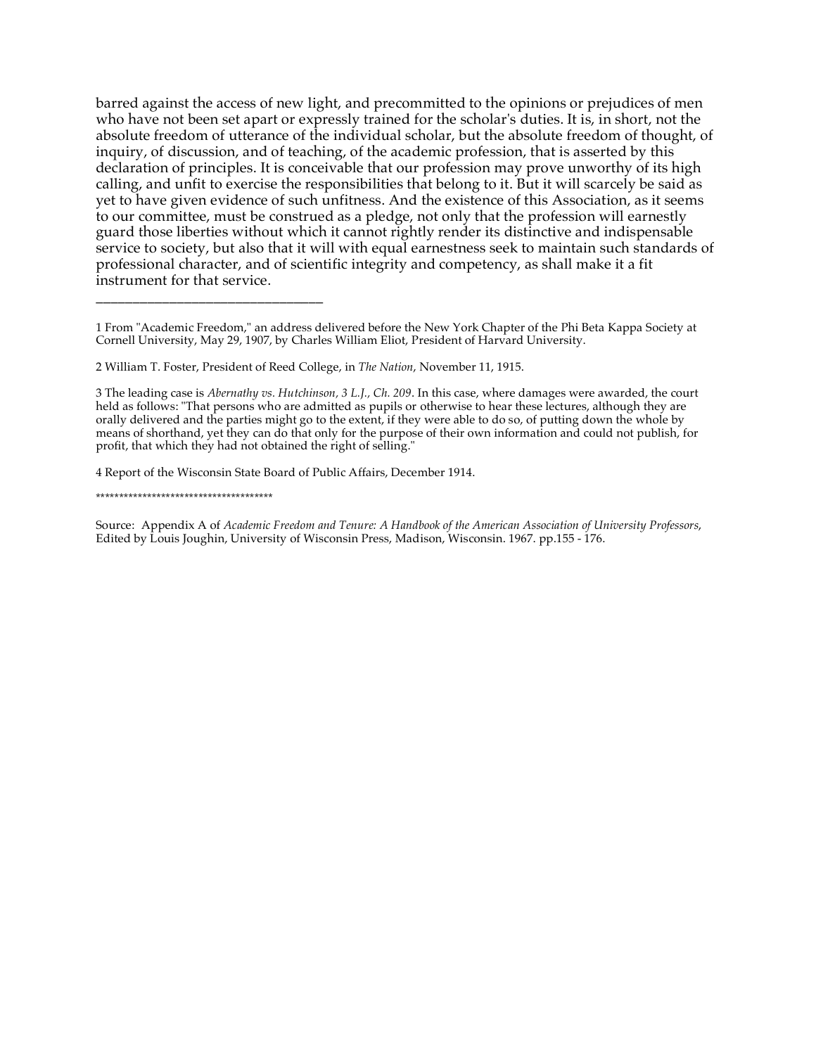barred against the access of new light, and precommitted to the opinions or prejudices of men who have not been set apart or expressly trained for the scholar's duties. It is, in short, not the absolute freedom of utterance of the individual scholar, but the absolute freedom of thought, of inquiry, of discussion, and of teaching, of the academic profession, that is asserted by this declaration of principles. It is conceivable that our profession may prove unworthy of its high calling, and unfit to exercise the responsibilities that belong to it. But it will scarcely be said as yet to have given evidence of such unfitness. And the existence of this Association, as it seems to our committee, must be construed as a pledge, not only that the profession will earnestly guard those liberties without which it cannot rightly render its distinctive and indispensable service to society, but also that it will with equal earnestness seek to maintain such standards of professional character, and of scientific integrity and competency, as shall make it a fit instrument for that service.

---

1 From "Academic Freedom," an address delivered before the New York Chapter of the Phi Beta Kappa Society at Cornell University, May 29, 1907, by Charles William Eliot, President of Harvard University.

2 William T. Foster, President of Reed College, in *The Nation*, November 11, 1915.

3 The leading case is *Abernathy vs. Hutchinson, 3 L.J., Ch. 209*. In this case, where damages were awarded, the court held as follows: "That persons who are admitted as pupils or otherwise to hear these lectures, although they are orally delivered and the parties might go to the extent, if they were able to do so, of putting down the whole by means of shorthand, yet they can do that only for the purpose of their own information and could not publish, for profit, that which they had not obtained the right of selling."

4 Report of the Wisconsin State Board of Public Affairs, December 1914.

**************************************

Source: Appendix A of *Academic Freedom and Tenure: A Handbook of the American Association of University Professors*, Edited by Louis Joughin, University of Wisconsin Press, Madison, Wisconsin. 1967. pp.155 - 176.